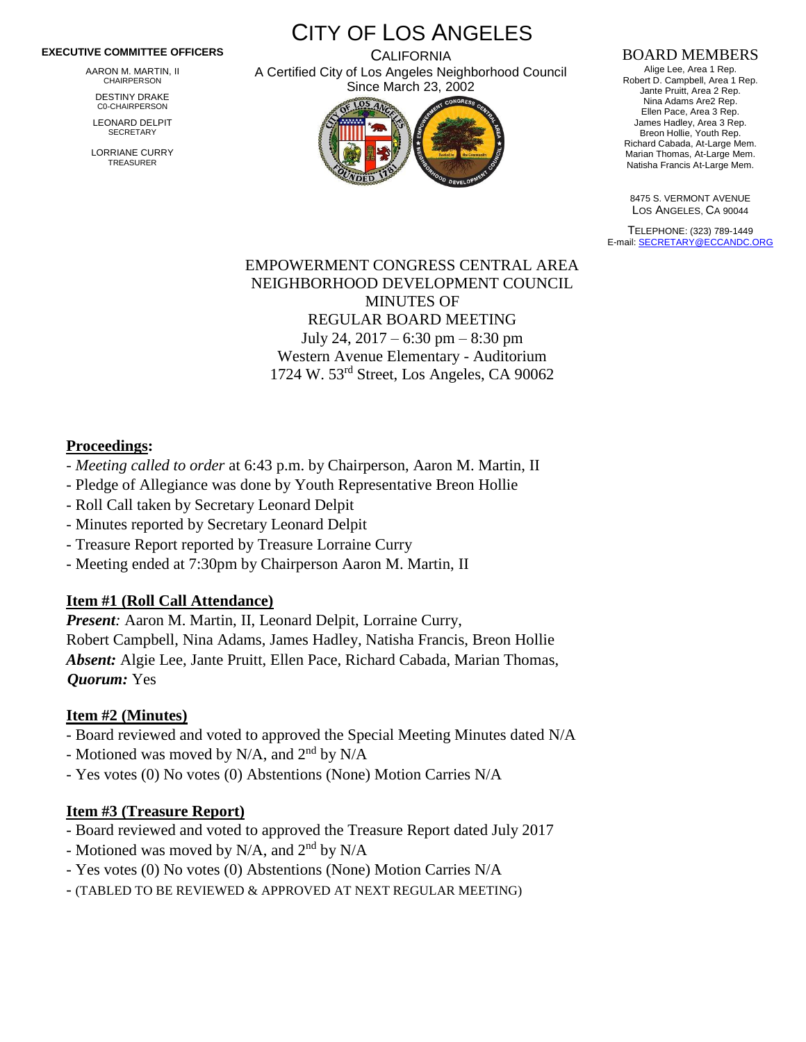**EXECUTIVE COMMITTEE OFFICERS**

AARON M. MARTIN, II
CHAIRPERSON

DESTINY DRAKE
C0-CHAIRPERSON

LEONARD DELPIT
SECRETARY

LORRIANE CURRY
TREASURER

# CITY OF LOS ANGELES

CALIFORNIA

A Certified City of Los Angeles Neighborhood Council
Since March 23, 2002

**BOARD MEMBERS**

Alige Lee, Area 1 Rep.
Robert D. Campbell, Area 1 Rep.
Jante Pruitt, Area 2 Rep.
Nina Adams Are2 Rep.
Ellen Pace, Area 3 Rep.
James Hadley, Area 3 Rep.
Breon Hollie, Youth Rep.
Richard Cabada, At-Large Mem.
Marian Thomas, At-Large Mem.
Natisha Francis At-Large Mem.

8475 S. VERMONT AVENUE
LOS ANGELES, CA 90044

TELEPHONE: (323) 789-1449
E-mail: SECRETARY@ECCANDC.ORG

EMPOWERMENT CONGRESS CENTRAL AREA
NEIGHBORHOOD DEVELOPMENT COUNCIL
MINUTES OF
REGULAR BOARD MEETING
July 24, 2017 – 6:30 pm – 8:30 pm
Western Avenue Elementary - Auditorium
1724 W. 53rd Street, Los Angeles, CA 90062

## Proceedings:

- *Meeting called to order* at 6:43 p.m. by Chairperson, Aaron M. Martin, II
- Pledge of Allegiance was done by Youth Representative Breon Hollie
- Roll Call taken by Secretary Leonard Delpit
- Minutes reported by Secretary Leonard Delpit
- Treasure Report reported by Treasure Lorraine Curry
- Meeting ended at 7:30pm by Chairperson Aaron M. Martin, II

## Item #1 (Roll Call Attendance)

***Present:*** Aaron M. Martin, II, Leonard Delpit, Lorraine Curry, Robert Campbell, Nina Adams, James Hadley, Natisha Francis, Breon Hollie
***Absent:*** Algie Lee, Jante Pruitt, Ellen Pace, Richard Cabada, Marian Thomas,
***Quorum:*** Yes

## Item #2 (Minutes)

- Board reviewed and voted to approved the Special Meeting Minutes dated N/A
- Motioned was moved by N/A, and 2nd by N/A
- Yes votes (0) No votes (0) Abstentions (None) Motion Carries N/A

## Item #3 (Treasure Report)

- Board reviewed and voted to approved the Treasure Report dated July 2017
- Motioned was moved by N/A, and 2nd by N/A
- Yes votes (0) No votes (0) Abstentions (None) Motion Carries N/A
- (TABLED TO BE REVIEWED & APPROVED AT NEXT REGULAR MEETING)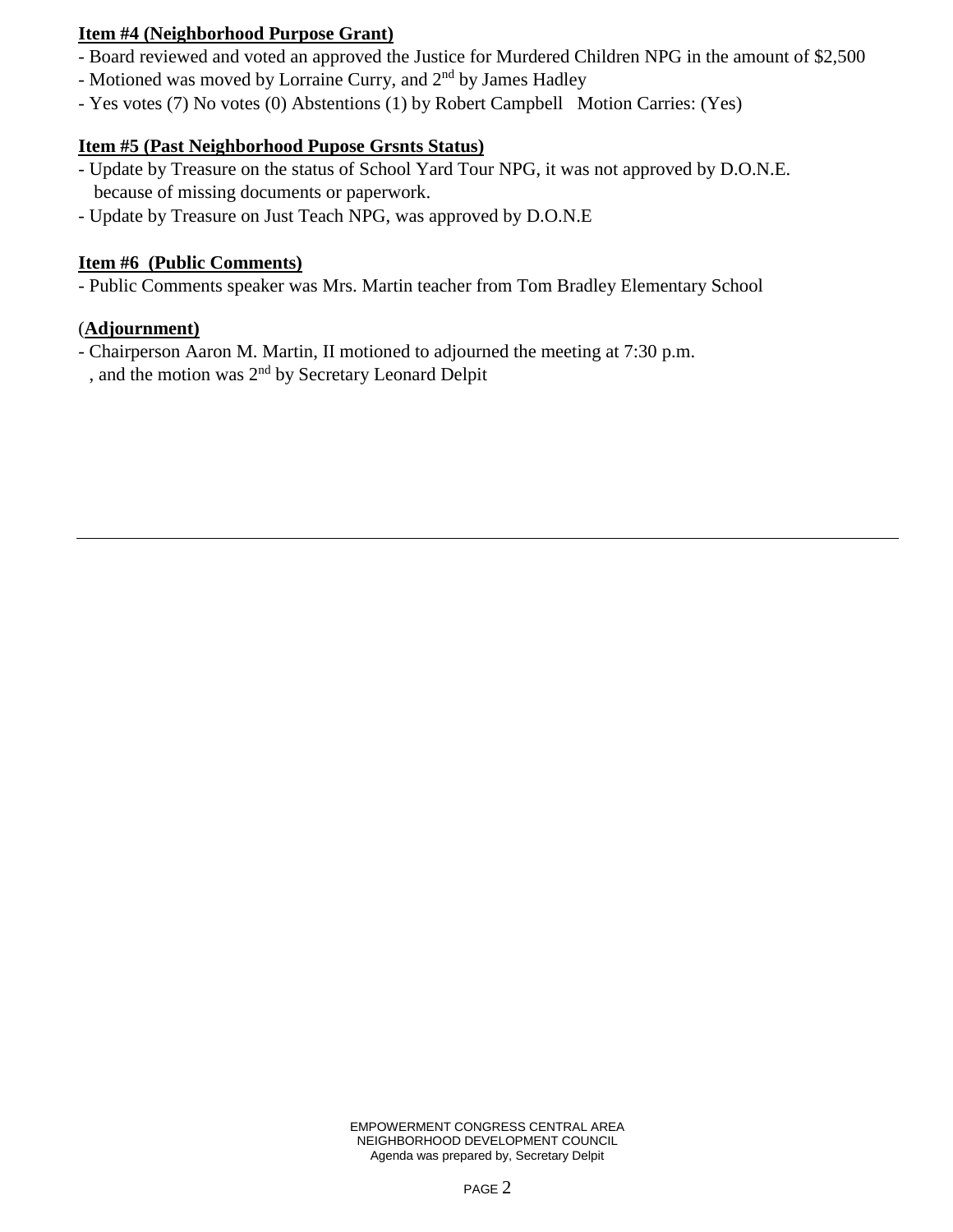**Item #4 (Neighborhood Purpose Grant)**

- Board reviewed and voted an approved the Justice for Murdered Children NPG in the amount of $2,500
- Motioned was moved by Lorraine Curry, and 2nd by James Hadley
- Yes votes (7) No votes (0) Abstentions (1) by Robert Campbell   Motion Carries: (Yes)

**Item #5 (Past Neighborhood Pupose Grsnts Status)**

- Update by Treasure on the status of School Yard Tour NPG, it was not approved by D.O.N.E. because of missing documents or paperwork.
- Update by Treasure on Just Teach NPG, was approved by D.O.N.E

**Item #6  (Public Comments)**

- Public Comments speaker was Mrs. Martin teacher from Tom Bradley Elementary School

(**Adjournment)**

- Chairperson Aaron M. Martin, II motioned to adjourned the meeting at 7:30 p.m.
  , and the motion was 2nd by Secretary Leonard Delpit